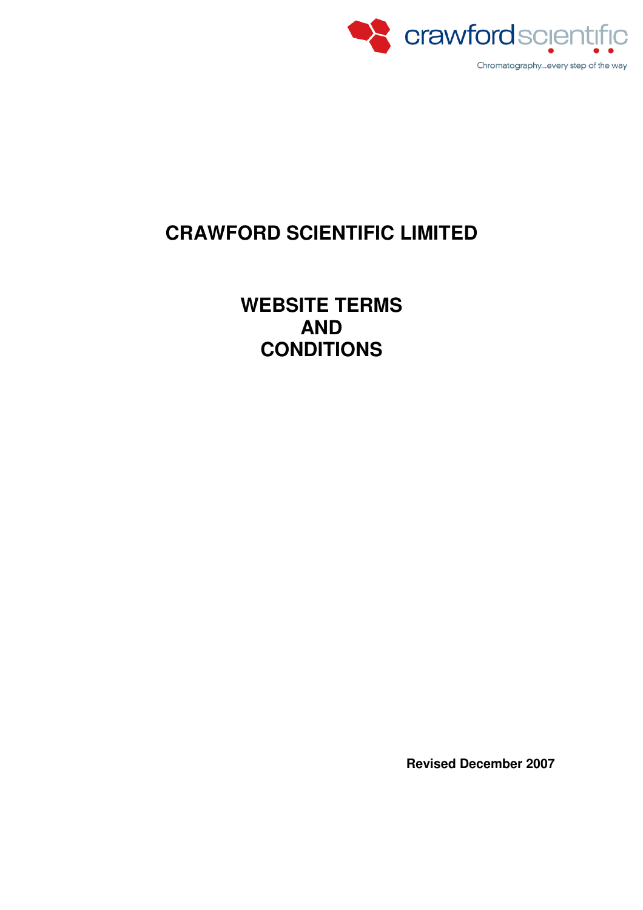crawford scientific

Chromatography...every step of the way

# CRAWFORD SCIENTIFIC LIMITED

## WEBSITE TERMS AND CONDITIONS

**Revised December 2007**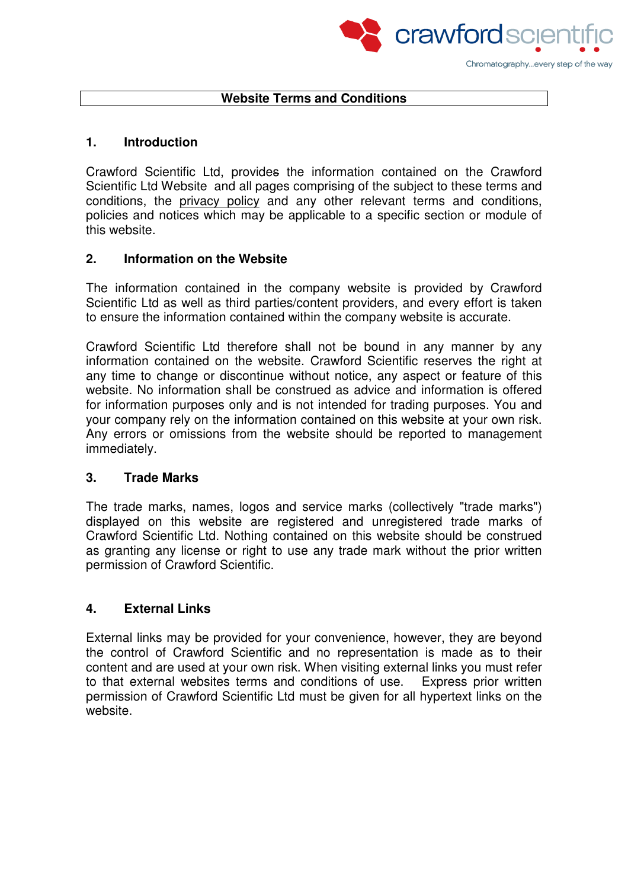# Website Terms and Conditions

## 1. Introduction

Crawford Scientific Ltd, provides the information contained on the Crawford Scientific Ltd Website and all pages comprising of the subject to these terms and conditions, the privacy policy and any other relevant terms and conditions, policies and notices which may be applicable to a specific section or module of this website.

## 2. Information on the Website

The information contained in the company website is provided by Crawford Scientific Ltd as well as third parties/content providers, and every effort is taken to ensure the information contained within the company website is accurate.

Crawford Scientific Ltd therefore shall not be bound in any manner by any information contained on the website. Crawford Scientific reserves the right at any time to change or discontinue without notice, any aspect or feature of this website. No information shall be construed as advice and information is offered for information purposes only and is not intended for trading purposes. You and your company rely on the information contained on this website at your own risk. Any errors or omissions from the website should be reported to management immediately.

## 3. Trade Marks

The trade marks, names, logos and service marks (collectively "trade marks") displayed on this website are registered and unregistered trade marks of Crawford Scientific Ltd. Nothing contained on this website should be construed as granting any license or right to use any trade mark without the prior written permission of Crawford Scientific.

## 4. External Links

External links may be provided for your convenience, however, they are beyond the control of Crawford Scientific and no representation is made as to their content and are used at your own risk. When visiting external links you must refer to that external websites terms and conditions of use. Express prior written permission of Crawford Scientific Ltd must be given for all hypertext links on the website.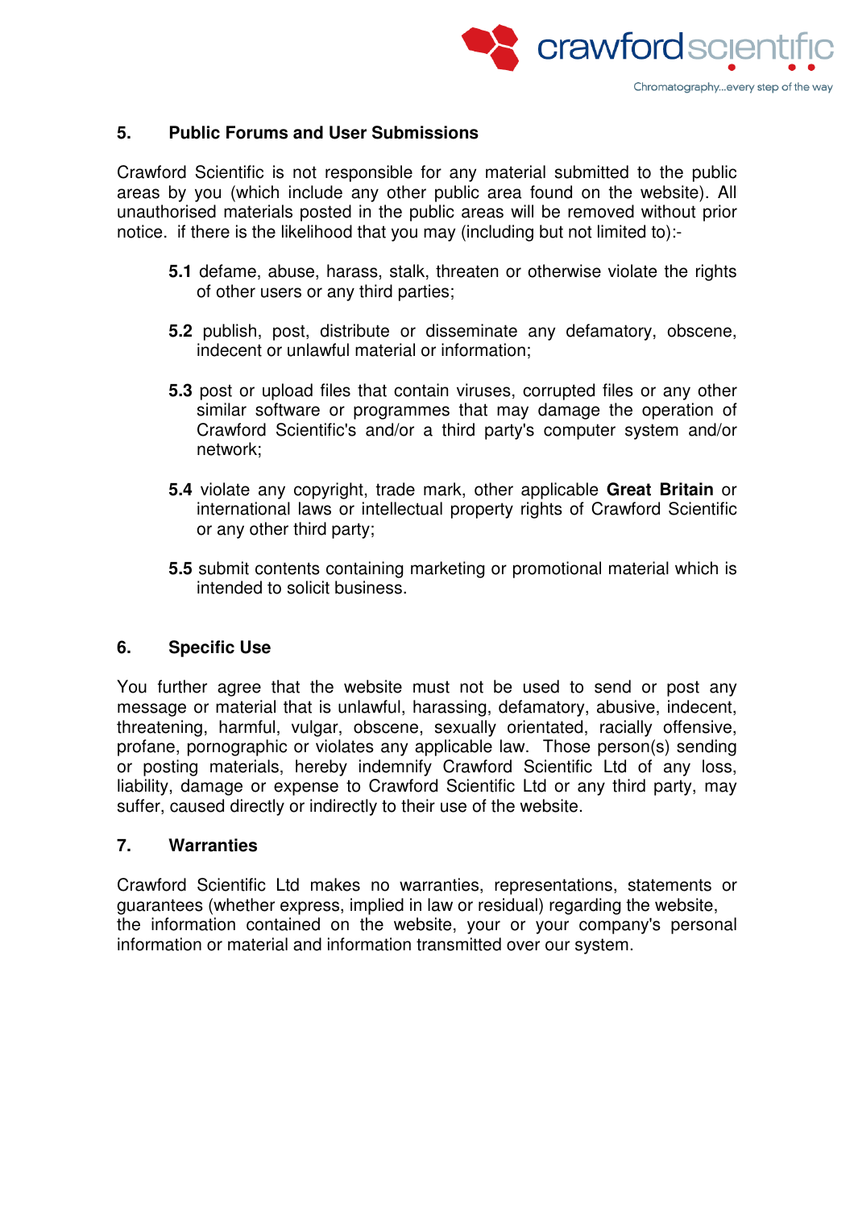## 5. Public Forums and User Submissions

Crawford Scientific is not responsible for any material submitted to the public areas by you (which include any other public area found on the website). All unauthorised materials posted in the public areas will be removed without prior notice.  if there is the likelihood that you may (including but not limited to):-

**5.1** defame, abuse, harass, stalk, threaten or otherwise violate the rights of other users or any third parties;

**5.2** publish, post, distribute or disseminate any defamatory, obscene, indecent or unlawful material or information;

**5.3** post or upload files that contain viruses, corrupted files or any other similar software or programmes that may damage the operation of Crawford Scientific's and/or a third party's computer system and/or network;

**5.4** violate any copyright, trade mark, other applicable **Great Britain** or international laws or intellectual property rights of Crawford Scientific or any other third party;

**5.5** submit contents containing marketing or promotional material which is intended to solicit business.

## 6. Specific Use

You further agree that the website must not be used to send or post any message or material that is unlawful, harassing, defamatory, abusive, indecent, threatening, harmful, vulgar, obscene, sexually orientated, racially offensive, profane, pornographic or violates any applicable law.  Those person(s) sending or posting materials, hereby indemnify Crawford Scientific Ltd of any loss, liability, damage or expense to Crawford Scientific Ltd or any third party, may suffer, caused directly or indirectly to their use of the website.

## 7. Warranties

Crawford Scientific Ltd makes no warranties, representations, statements or guarantees (whether express, implied in law or residual) regarding the website, the information contained on the website, your or your company's personal information or material and information transmitted over our system.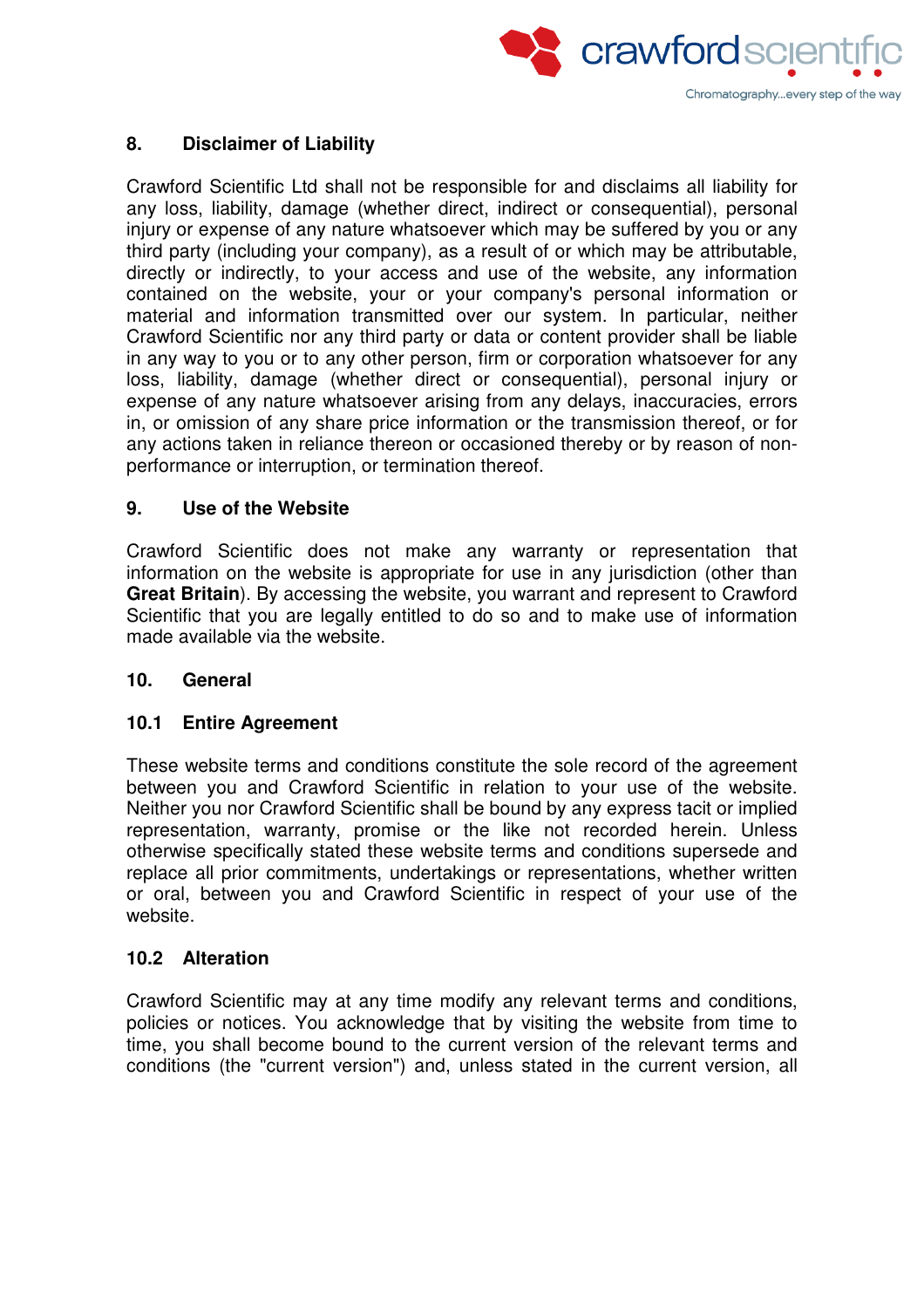## 8. Disclaimer of Liability

Crawford Scientific Ltd shall not be responsible for and disclaims all liability for any loss, liability, damage (whether direct, indirect or consequential), personal injury or expense of any nature whatsoever which may be suffered by you or any third party (including your company), as a result of or which may be attributable, directly or indirectly, to your access and use of the website, any information contained on the website, your or your company's personal information or material and information transmitted over our system. In particular, neither Crawford Scientific nor any third party or data or content provider shall be liable in any way to you or to any other person, firm or corporation whatsoever for any loss, liability, damage (whether direct or consequential), personal injury or expense of any nature whatsoever arising from any delays, inaccuracies, errors in, or omission of any share price information or the transmission thereof, or for any actions taken in reliance thereon or occasioned thereby or by reason of non-performance or interruption, or termination thereof.

## 9. Use of the Website

Crawford Scientific does not make any warranty or representation that information on the website is appropriate for use in any jurisdiction (other than **Great Britain**). By accessing the website, you warrant and represent to Crawford Scientific that you are legally entitled to do so and to make use of information made available via the website.

## 10. General

### 10.1 Entire Agreement

These website terms and conditions constitute the sole record of the agreement between you and Crawford Scientific in relation to your use of the website. Neither you nor Crawford Scientific shall be bound by any express tacit or implied representation, warranty, promise or the like not recorded herein. Unless otherwise specifically stated these website terms and conditions supersede and replace all prior commitments, undertakings or representations, whether written or oral, between you and Crawford Scientific in respect of your use of the website.

### 10.2 Alteration

Crawford Scientific may at any time modify any relevant terms and conditions, policies or notices. You acknowledge that by visiting the website from time to time, you shall become bound to the current version of the relevant terms and conditions (the "current version") and, unless stated in the current version, all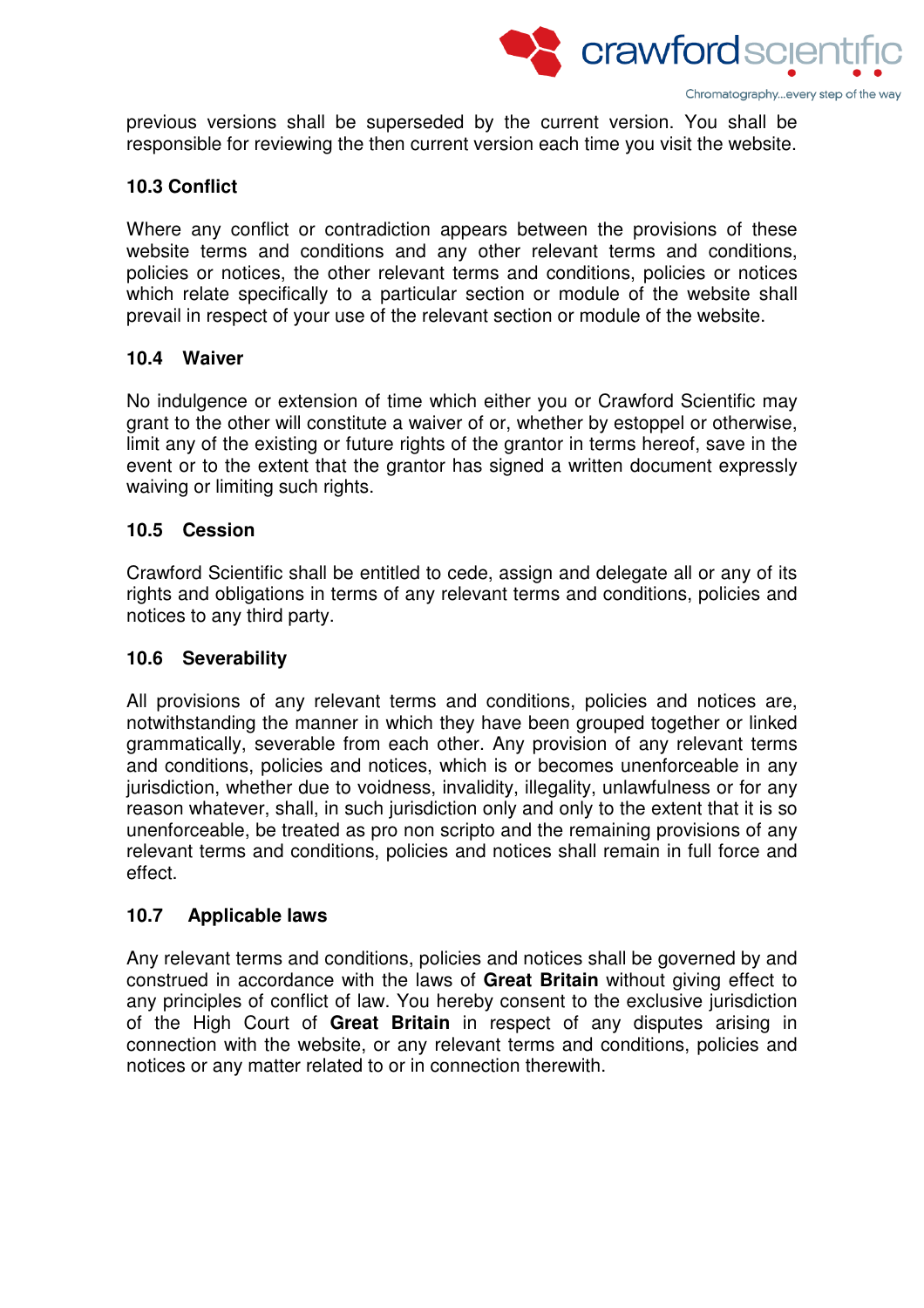previous versions shall be superseded by the current version. You shall be responsible for reviewing the then current version each time you visit the website.

### 10.3 Conflict

Where any conflict or contradiction appears between the provisions of these website terms and conditions and any other relevant terms and conditions, policies or notices, the other relevant terms and conditions, policies or notices which relate specifically to a particular section or module of the website shall prevail in respect of your use of the relevant section or module of the website.

### 10.4 Waiver

No indulgence or extension of time which either you or Crawford Scientific may grant to the other will constitute a waiver of or, whether by estoppel or otherwise, limit any of the existing or future rights of the grantor in terms hereof, save in the event or to the extent that the grantor has signed a written document expressly waiving or limiting such rights.

### 10.5 Cession

Crawford Scientific shall be entitled to cede, assign and delegate all or any of its rights and obligations in terms of any relevant terms and conditions, policies and notices to any third party.

### 10.6 Severability

All provisions of any relevant terms and conditions, policies and notices are, notwithstanding the manner in which they have been grouped together or linked grammatically, severable from each other. Any provision of any relevant terms and conditions, policies and notices, which is or becomes unenforceable in any jurisdiction, whether due to voidness, invalidity, illegality, unlawfulness or for any reason whatever, shall, in such jurisdiction only and only to the extent that it is so unenforceable, be treated as pro non scripto and the remaining provisions of any relevant terms and conditions, policies and notices shall remain in full force and effect.

### 10.7 Applicable laws

Any relevant terms and conditions, policies and notices shall be governed by and construed in accordance with the laws of **Great Britain** without giving effect to any principles of conflict of law. You hereby consent to the exclusive jurisdiction of the High Court of **Great Britain** in respect of any disputes arising in connection with the website, or any relevant terms and conditions, policies and notices or any matter related to or in connection therewith.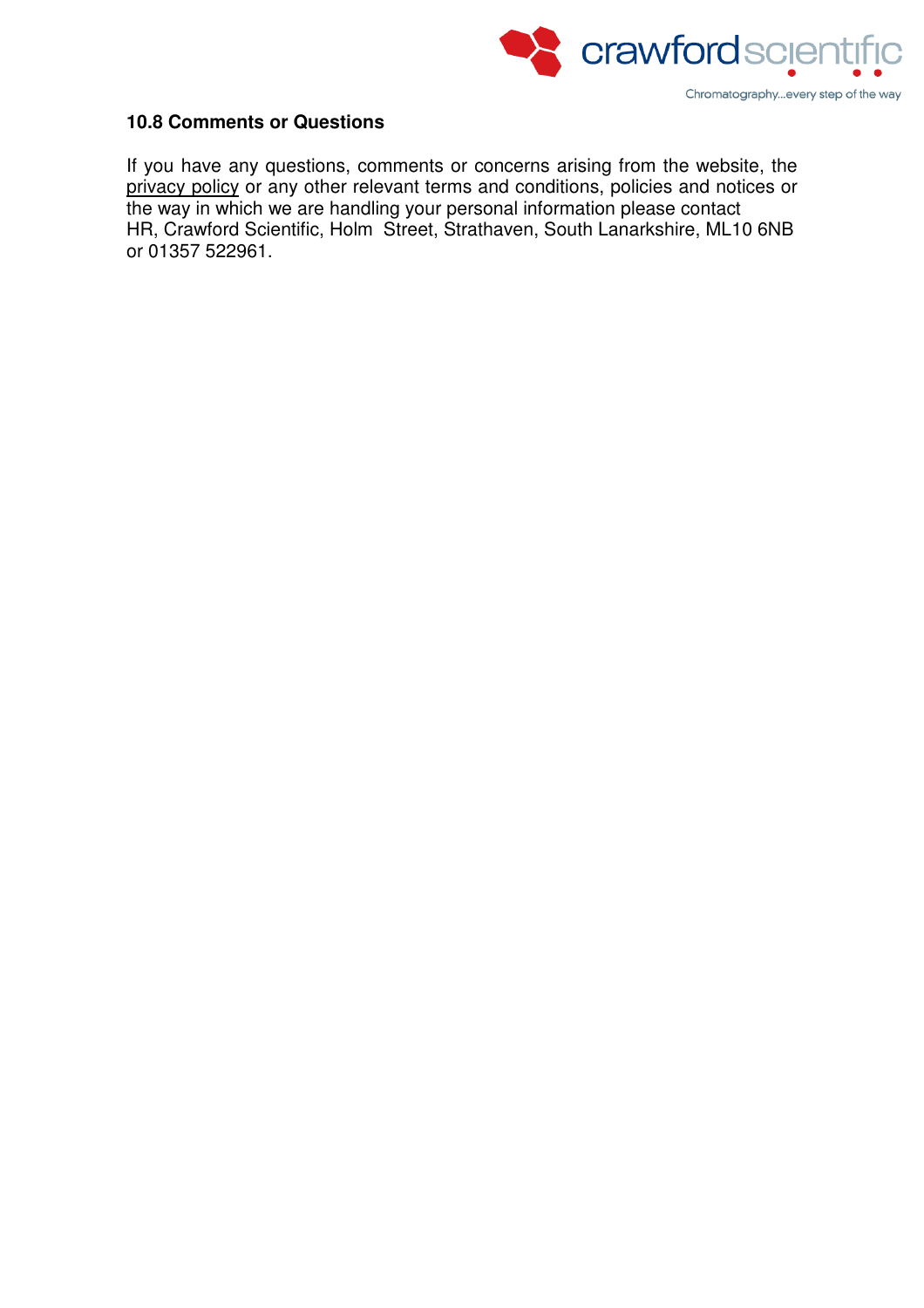### 10.8 Comments or Questions

If you have any questions, comments or concerns arising from the website, the privacy policy or any other relevant terms and conditions, policies and notices or the way in which we are handling your personal information please contact HR, Crawford Scientific, Holm Street, Strathaven, South Lanarkshire, ML10 6NB or 01357 522961.